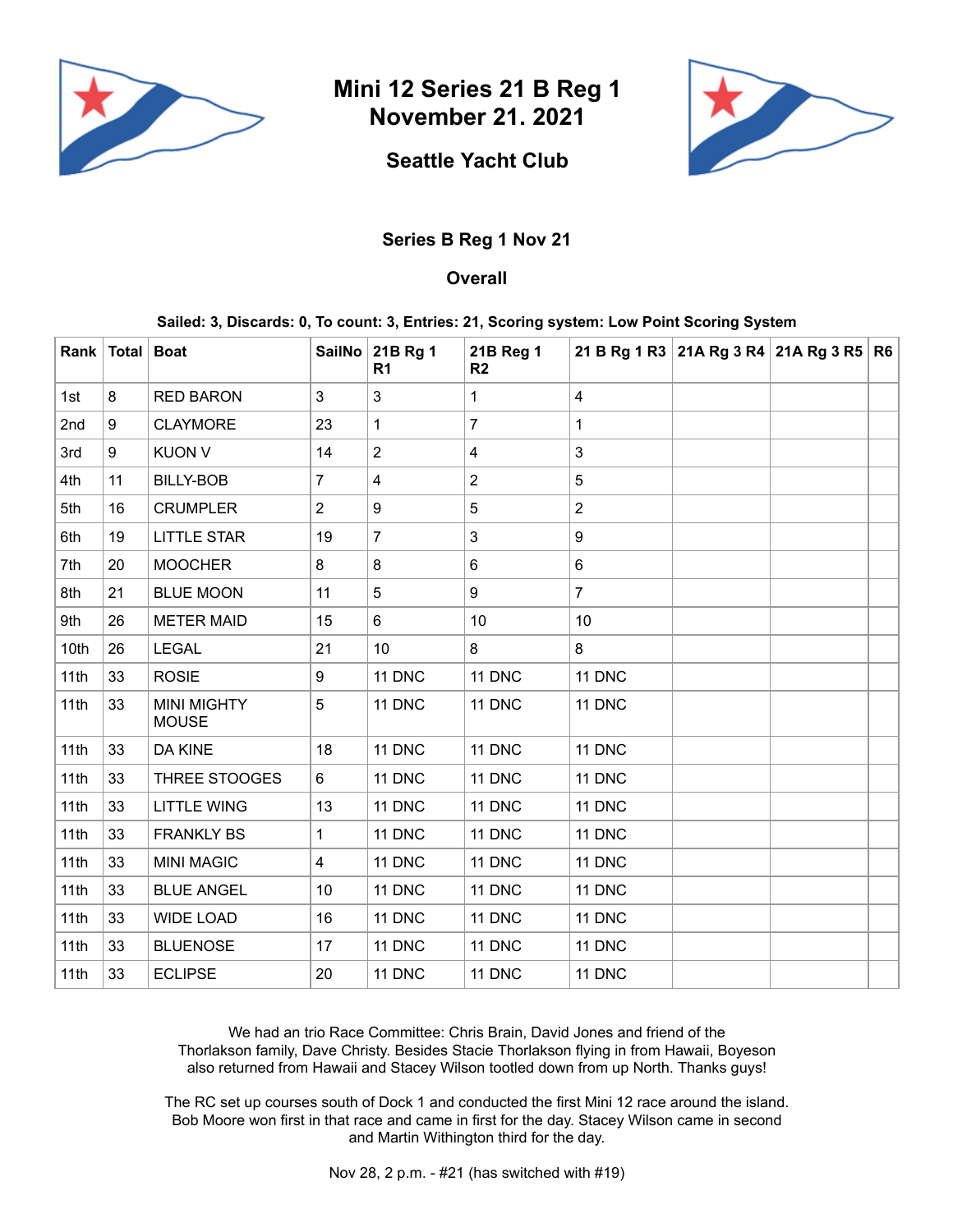# Mini 12 Series 21 B Reg 1
# November 21. 2021

## Seattle Yacht Club

### Series B Reg 1 Nov 21

### Overall

**Sailed: 3, Discards: 0, To count: 3, Entries: 21, Scoring system: Low Point Scoring System**

| Rank | Total | Boat | SailNo | 21B Rg 1 R1 | 21B Reg 1 R2 | 21 B Rg 1 R3 | 21A Rg 3 R4 | 21A Rg 3 R5 | R6 |
|---|---|---|---|---|---|---|---|---|---|
| 1st | 8 | RED BARON | 3 | 3 | 1 | 4 | | | |
| 2nd | 9 | CLAYMORE | 23 | 1 | 7 | 1 | | | |
| 3rd | 9 | KUON V | 14 | 2 | 4 | 3 | | | |
| 4th | 11 | BILLY-BOB | 7 | 4 | 2 | 5 | | | |
| 5th | 16 | CRUMPLER | 2 | 9 | 5 | 2 | | | |
| 6th | 19 | LITTLE STAR | 19 | 7 | 3 | 9 | | | |
| 7th | 20 | MOOCHER | 8 | 8 | 6 | 6 | | | |
| 8th | 21 | BLUE MOON | 11 | 5 | 9 | 7 | | | |
| 9th | 26 | METER MAID | 15 | 6 | 10 | 10 | | | |
| 10th | 26 | LEGAL | 21 | 10 | 8 | 8 | | | |
| 11th | 33 | ROSIE | 9 | 11 DNC | 11 DNC | 11 DNC | | | |
| 11th | 33 | MINI MIGHTY MOUSE | 5 | 11 DNC | 11 DNC | 11 DNC | | | |
| 11th | 33 | DA KINE | 18 | 11 DNC | 11 DNC | 11 DNC | | | |
| 11th | 33 | THREE STOOGES | 6 | 11 DNC | 11 DNC | 11 DNC | | | |
| 11th | 33 | LITTLE WING | 13 | 11 DNC | 11 DNC | 11 DNC | | | |
| 11th | 33 | FRANKLY BS | 1 | 11 DNC | 11 DNC | 11 DNC | | | |
| 11th | 33 | MINI MAGIC | 4 | 11 DNC | 11 DNC | 11 DNC | | | |
| 11th | 33 | BLUE ANGEL | 10 | 11 DNC | 11 DNC | 11 DNC | | | |
| 11th | 33 | WIDE LOAD | 16 | 11 DNC | 11 DNC | 11 DNC | | | |
| 11th | 33 | BLUENOSE | 17 | 11 DNC | 11 DNC | 11 DNC | | | |
| 11th | 33 | ECLIPSE | 20 | 11 DNC | 11 DNC | 11 DNC | | | |

We had an trio Race Committee: Chris Brain, David Jones and friend of the Thorlakson family, Dave Christy. Besides Stacie Thorlakson flying in from Hawaii, Boyeson also returned from Hawaii and Stacey Wilson tootled down from up North. Thanks guys!

The RC set up courses south of Dock 1 and conducted the first Mini 12 race around the island. Bob Moore won first in that race and came in first for the day. Stacey Wilson came in second and Martin Withington third for the day.

Nov 28, 2 p.m. - #21 (has switched with #19)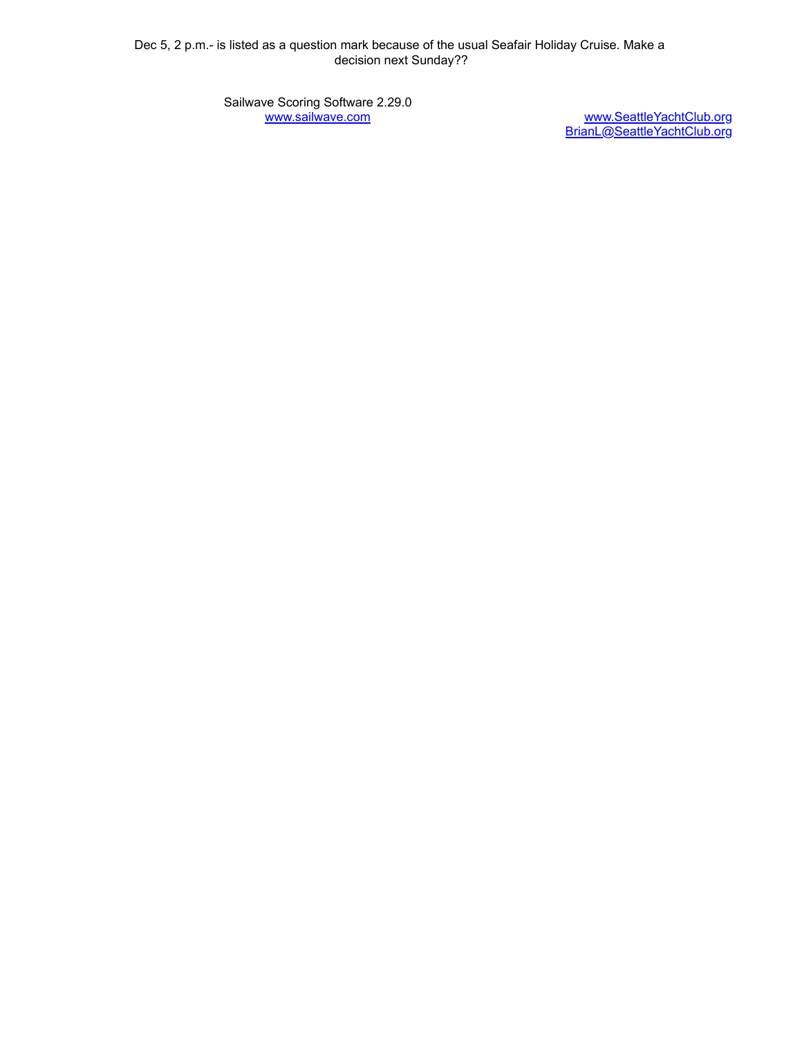Dec 5, 2 p.m.- is listed as a question mark because of the usual Seafair Holiday Cruise. Make a decision next Sunday??

Sailwave Scoring Software 2.29.0
www.sailwave.com

www.SeattleYachtClub.org
BrianL@SeattleYachtClub.org